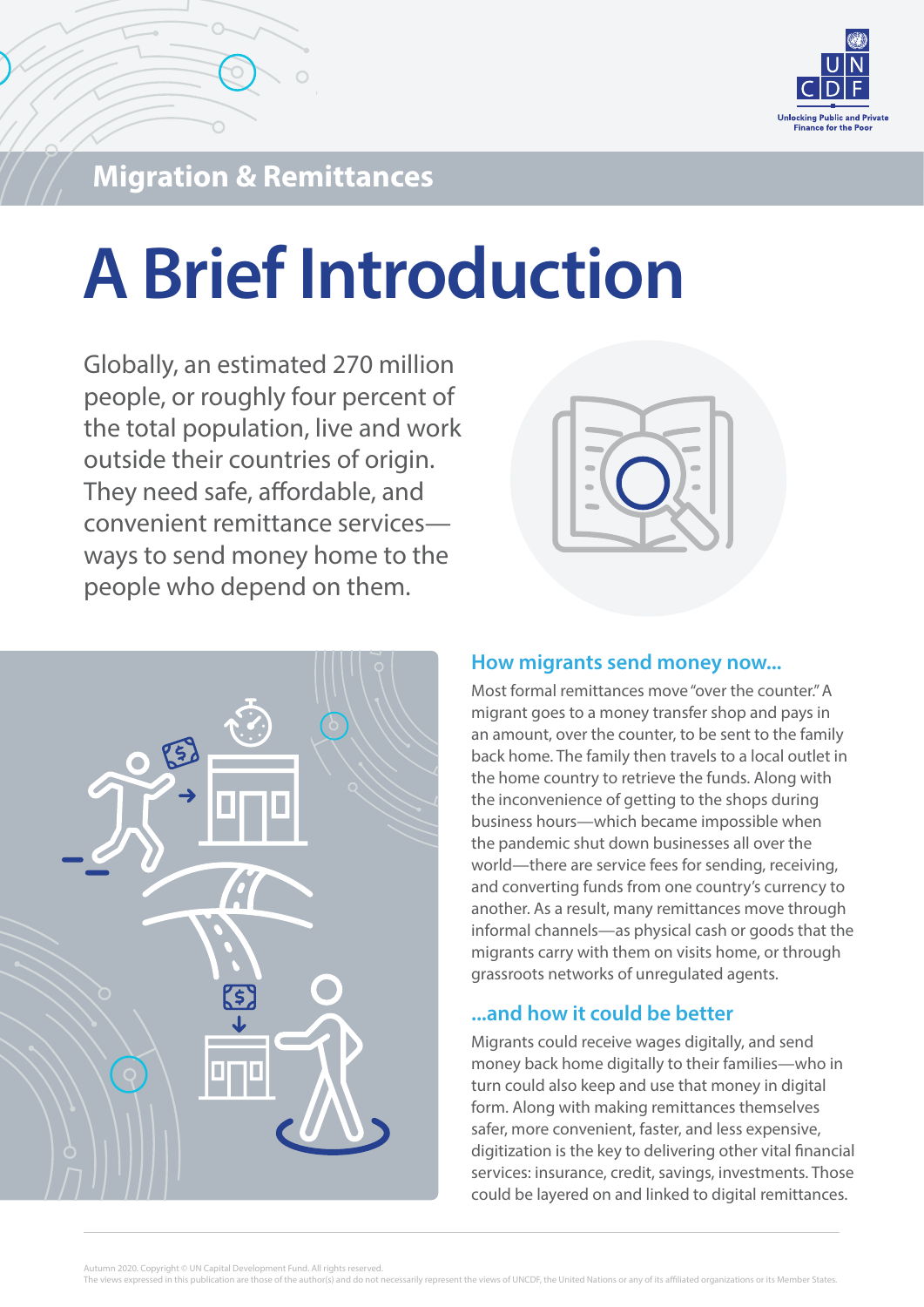## Migration & Remittances

# A Brief Introduction

Globally, an estimated 270 million people, or roughly four percent of the total population, live and work outside their countries of origin. They need safe, affordable, and convenient remittance services—ways to send money home to the people who depend on them.

### How migrants send money now...

Most formal remittances move "over the counter." A migrant goes to a money transfer shop and pays in an amount, over the counter, to be sent to the family back home. The family then travels to a local outlet in the home country to retrieve the funds. Along with the inconvenience of getting to the shops during business hours—which became impossible when the pandemic shut down businesses all over the world—there are service fees for sending, receiving, and converting funds from one country's currency to another. As a result, many remittances move through informal channels—as physical cash or goods that the migrants carry with them on visits home, or through grassroots networks of unregulated agents.

### ...and how it could be better

Migrants could receive wages digitally, and send money back home digitally to their families—who in turn could also keep and use that money in digital form. Along with making remittances themselves safer, more convenient, faster, and less expensive, digitization is the key to delivering other vital financial services: insurance, credit, savings, investments. Those could be layered on and linked to digital remittances.

Autumn 2020. Copyright © UN Capital Development Fund. All rights reserved.
The views expressed in this publication are those of the author(s) and do not necessarily represent the views of UNCDF, the United Nations or any of its affiliated organizations or its Member States.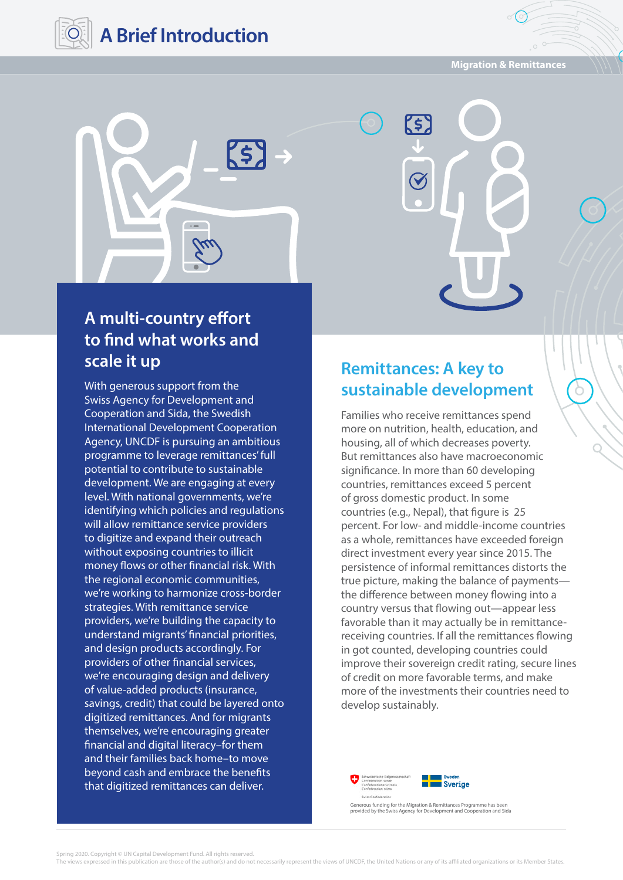# A Brief Introduction

Migration & Remittances

## A multi-country effort to find what works and scale it up

With generous support from the Swiss Agency for Development and Cooperation and Sida, the Swedish International Development Cooperation Agency, UNCDF is pursuing an ambitious programme to leverage remittances' full potential to contribute to sustainable development. We are engaging at every level. With national governments, we're identifying which policies and regulations will allow remittance service providers to digitize and expand their outreach without exposing countries to illicit money flows or other financial risk. With the regional economic communities, we're working to harmonize cross-border strategies. With remittance service providers, we're building the capacity to understand migrants' financial priorities, and design products accordingly. For providers of other financial services, we're encouraging design and delivery of value-added products (insurance, savings, credit) that could be layered onto digitized remittances. And for migrants themselves, we're encouraging greater financial and digital literacy–for them and their families back home–to move beyond cash and embrace the benefits that digitized remittances can deliver.

## Remittances: A key to sustainable development

Families who receive remittances spend more on nutrition, health, education, and housing, all of which decreases poverty. But remittances also have macroeconomic significance. In more than 60 developing countries, remittances exceed 5 percent of gross domestic product. In some countries (e.g., Nepal), that figure is 25 percent. For low- and middle-income countries as a whole, remittances have exceeded foreign direct investment every year since 2015. The persistence of informal remittances distorts the true picture, making the balance of payments—the difference between money flowing into a country versus that flowing out—appear less favorable than it may actually be in remittance-receiving countries. If all the remittances flowing in got counted, developing countries could improve their sovereign credit rating, secure lines of credit on more favorable terms, and make more of the investments their countries need to develop sustainably.

Schweizerische Eidgenossenschaft
Confédération suisse
Confederazione Svizzera
Confederaziun svizra
Swiss Confederation

Sweden
Sverige

Generous funding for the Migration & Remittances Programme has been provided by the Swiss Agency for Development and Cooperation and Sida

Spring 2020. Copyright © UN Capital Development Fund. All rights reserved.
The views expressed in this publication are those of the author(s) and do not necessarily represent the views of UNCDF, the United Nations or any of its affiliated organizations or its Member States.